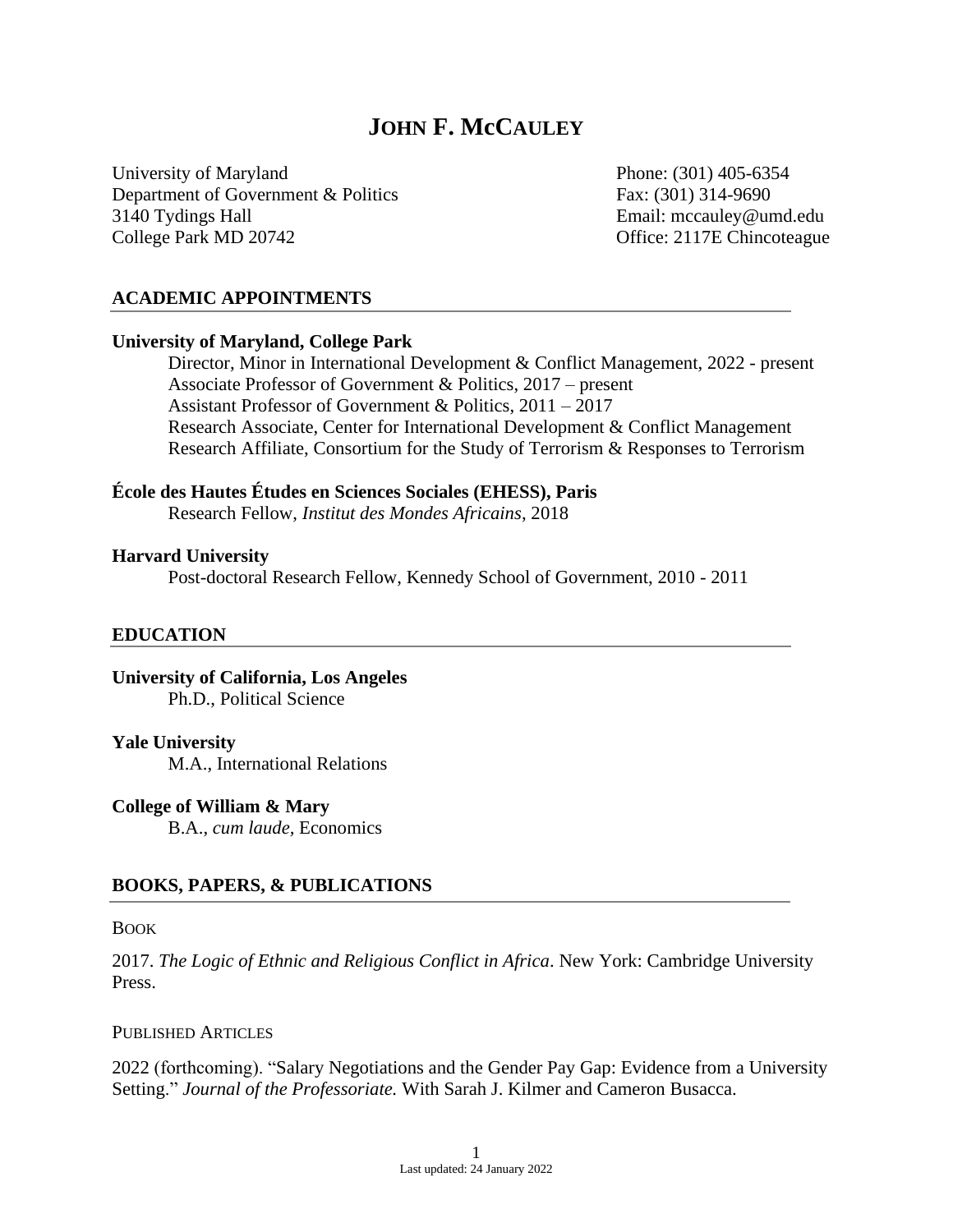# JOHN F. MCCAULEY

University of Maryland
Department of Government & Politics
3140 Tydings Hall
College Park MD 20742

Phone: (301) 405-6354
Fax: (301) 314-9690
Email: mccauley@umd.edu
Office: 2117E Chincoteague

## ACADEMIC APPOINTMENTS

**University of Maryland, College Park**

Director, Minor in International Development & Conflict Management, 2022 - present
Associate Professor of Government & Politics, 2017 – present
Assistant Professor of Government & Politics, 2011 – 2017
Research Associate, Center for International Development & Conflict Management
Research Affiliate, Consortium for the Study of Terrorism & Responses to Terrorism

**École des Hautes Études en Sciences Sociales (EHESS), Paris**

Research Fellow, *Institut des Mondes Africains*, 2018

**Harvard University**

Post-doctoral Research Fellow, Kennedy School of Government, 2010 - 2011

## EDUCATION

**University of California, Los Angeles**

Ph.D., Political Science

**Yale University**

M.A., International Relations

**College of William & Mary**

B.A., *cum laude*, Economics

## BOOKS, PAPERS, & PUBLICATIONS

### BOOK

2017. *The Logic of Ethnic and Religious Conflict in Africa*. New York: Cambridge University Press.

### PUBLISHED ARTICLES

2022 (forthcoming). "Salary Negotiations and the Gender Pay Gap: Evidence from a University Setting." *Journal of the Professoriate.* With Sarah J. Kilmer and Cameron Busacca.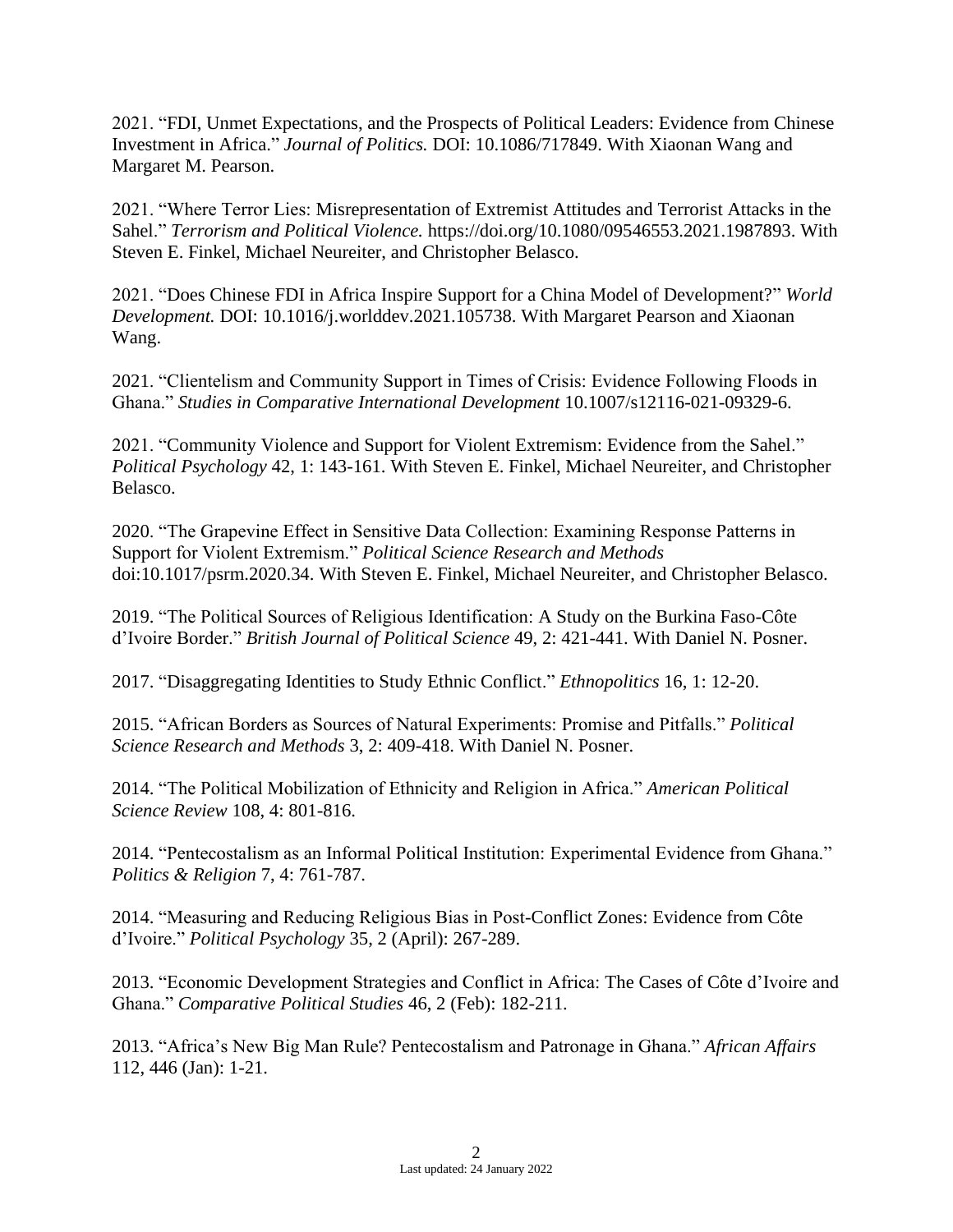2021. "FDI, Unmet Expectations, and the Prospects of Political Leaders: Evidence from Chinese Investment in Africa." *Journal of Politics.* DOI: 10.1086/717849. With Xiaonan Wang and Margaret M. Pearson.

2021. "Where Terror Lies: Misrepresentation of Extremist Attitudes and Terrorist Attacks in the Sahel." *Terrorism and Political Violence.* https://doi.org/10.1080/09546553.2021.1987893. With Steven E. Finkel, Michael Neureiter, and Christopher Belasco.

2021. "Does Chinese FDI in Africa Inspire Support for a China Model of Development?" *World Development.* DOI: 10.1016/j.worlddev.2021.105738. With Margaret Pearson and Xiaonan Wang.

2021. "Clientelism and Community Support in Times of Crisis: Evidence Following Floods in Ghana." *Studies in Comparative International Development* 10.1007/s12116-021-09329-6.

2021. "Community Violence and Support for Violent Extremism: Evidence from the Sahel." *Political Psychology* 42, 1: 143-161. With Steven E. Finkel, Michael Neureiter, and Christopher Belasco.

2020. "The Grapevine Effect in Sensitive Data Collection: Examining Response Patterns in Support for Violent Extremism." *Political Science Research and Methods* doi:10.1017/psrm.2020.34. With Steven E. Finkel, Michael Neureiter, and Christopher Belasco.

2019. "The Political Sources of Religious Identification: A Study on the Burkina Faso-Côte d'Ivoire Border." *British Journal of Political Science* 49, 2: 421-441. With Daniel N. Posner.

2017. "Disaggregating Identities to Study Ethnic Conflict." *Ethnopolitics* 16, 1: 12-20.

2015. "African Borders as Sources of Natural Experiments: Promise and Pitfalls." *Political Science Research and Methods* 3, 2: 409-418. With Daniel N. Posner.

2014. "The Political Mobilization of Ethnicity and Religion in Africa." *American Political Science Review* 108, 4: 801-816.

2014. "Pentecostalism as an Informal Political Institution: Experimental Evidence from Ghana." *Politics & Religion* 7, 4: 761-787.

2014. "Measuring and Reducing Religious Bias in Post-Conflict Zones: Evidence from Côte d'Ivoire." *Political Psychology* 35, 2 (April): 267-289.

2013. "Economic Development Strategies and Conflict in Africa: The Cases of Côte d'Ivoire and Ghana." *Comparative Political Studies* 46, 2 (Feb): 182-211.

2013. "Africa's New Big Man Rule? Pentecostalism and Patronage in Ghana." *African Affairs* 112, 446 (Jan): 1-21.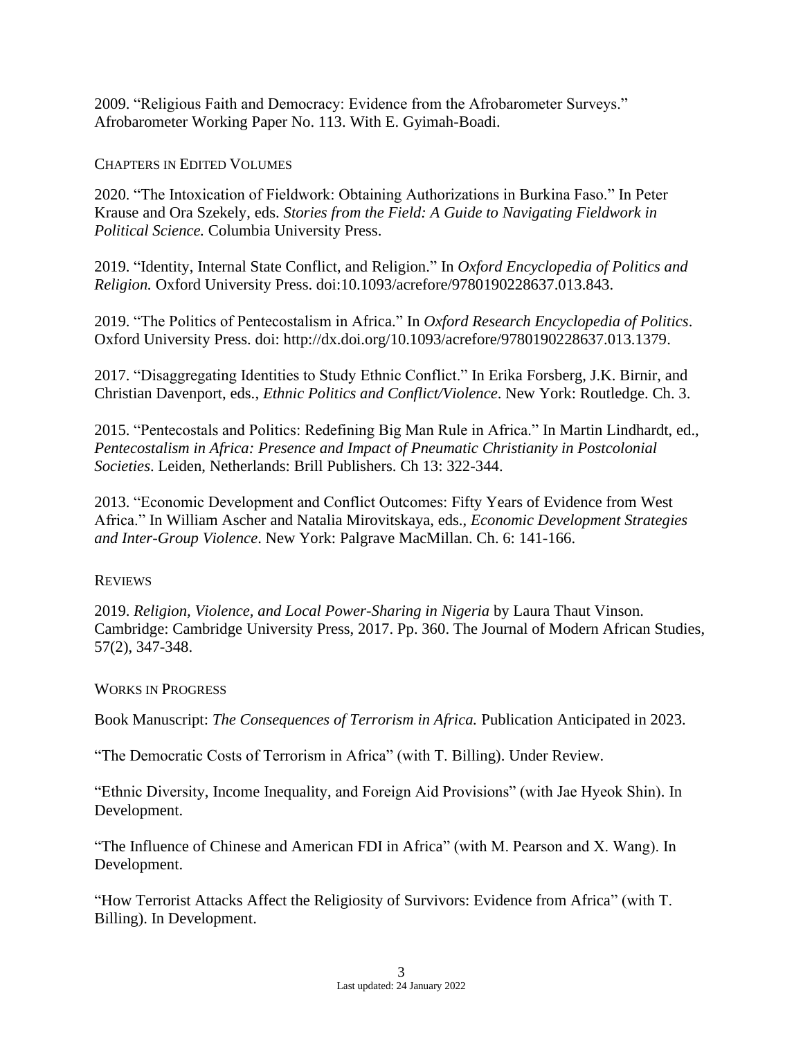2009. "Religious Faith and Democracy: Evidence from the Afrobarometer Surveys." Afrobarometer Working Paper No. 113. With E. Gyimah-Boadi.

## Chapters in Edited Volumes

2020. "The Intoxication of Fieldwork: Obtaining Authorizations in Burkina Faso." In Peter Krause and Ora Szekely, eds. *Stories from the Field: A Guide to Navigating Fieldwork in Political Science.* Columbia University Press.

2019. "Identity, Internal State Conflict, and Religion." In *Oxford Encyclopedia of Politics and Religion.* Oxford University Press. doi:10.1093/acrefore/9780190228637.013.843.

2019. "The Politics of Pentecostalism in Africa." In *Oxford Research Encyclopedia of Politics*. Oxford University Press. doi: http://dx.doi.org/10.1093/acrefore/9780190228637.013.1379.

2017. "Disaggregating Identities to Study Ethnic Conflict." In Erika Forsberg, J.K. Birnir, and Christian Davenport, eds., *Ethnic Politics and Conflict/Violence*. New York: Routledge. Ch. 3.

2015. "Pentecostals and Politics: Redefining Big Man Rule in Africa." In Martin Lindhardt, ed., *Pentecostalism in Africa: Presence and Impact of Pneumatic Christianity in Postcolonial Societies*. Leiden, Netherlands: Brill Publishers. Ch 13: 322-344.

2013. "Economic Development and Conflict Outcomes: Fifty Years of Evidence from West Africa." In William Ascher and Natalia Mirovitskaya, eds., *Economic Development Strategies and Inter-Group Violence*. New York: Palgrave MacMillan. Ch. 6: 141-166.

## Reviews

2019. *Religion, Violence, and Local Power-Sharing in Nigeria* by Laura Thaut Vinson. Cambridge: Cambridge University Press, 2017. Pp. 360. The Journal of Modern African Studies, 57(2), 347-348.

## Works in Progress

Book Manuscript: *The Consequences of Terrorism in Africa.* Publication Anticipated in 2023.

"The Democratic Costs of Terrorism in Africa" (with T. Billing). Under Review.

"Ethnic Diversity, Income Inequality, and Foreign Aid Provisions" (with Jae Hyeok Shin). In Development.

"The Influence of Chinese and American FDI in Africa" (with M. Pearson and X. Wang). In Development.

"How Terrorist Attacks Affect the Religiosity of Survivors: Evidence from Africa" (with T. Billing). In Development.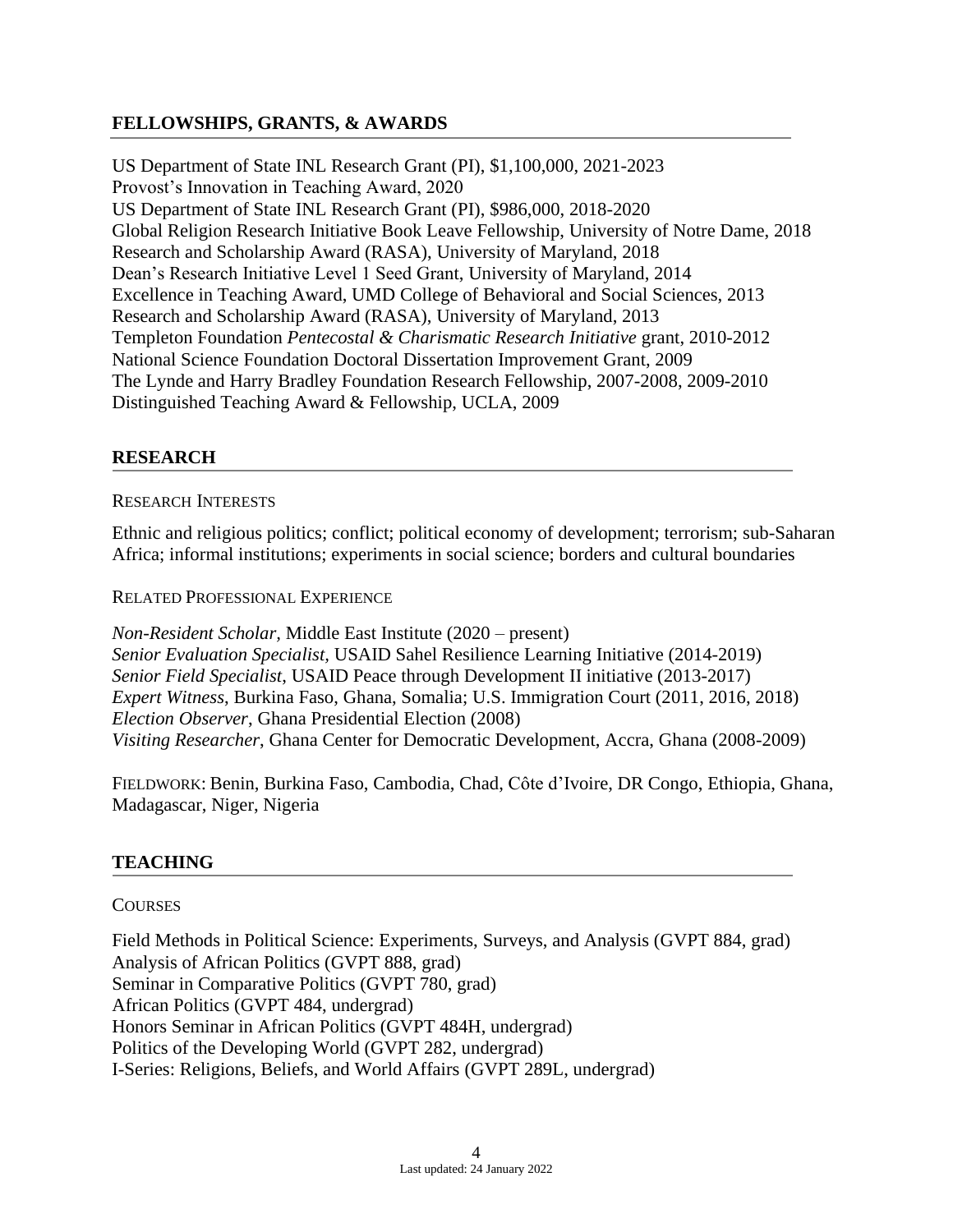## FELLOWSHIPS, GRANTS, & AWARDS

US Department of State INL Research Grant (PI), $1,100,000, 2021-2023
Provost's Innovation in Teaching Award, 2020
US Department of State INL Research Grant (PI), $986,000, 2018-2020
Global Religion Research Initiative Book Leave Fellowship, University of Notre Dame, 2018
Research and Scholarship Award (RASA), University of Maryland, 2018
Dean's Research Initiative Level 1 Seed Grant, University of Maryland, 2014
Excellence in Teaching Award, UMD College of Behavioral and Social Sciences, 2013
Research and Scholarship Award (RASA), University of Maryland, 2013
Templeton Foundation *Pentecostal & Charismatic Research Initiative* grant, 2010-2012
National Science Foundation Doctoral Dissertation Improvement Grant, 2009
The Lynde and Harry Bradley Foundation Research Fellowship, 2007-2008, 2009-2010
Distinguished Teaching Award & Fellowship, UCLA, 2009

## RESEARCH

### RESEARCH INTERESTS

Ethnic and religious politics; conflict; political economy of development; terrorism; sub-Saharan Africa; informal institutions; experiments in social science; borders and cultural boundaries

### RELATED PROFESSIONAL EXPERIENCE

*Non-Resident Scholar,* Middle East Institute (2020 – present)
*Senior Evaluation Specialist,* USAID Sahel Resilience Learning Initiative (2014-2019)
*Senior Field Specialist*, USAID Peace through Development II initiative (2013-2017)
*Expert Witness*, Burkina Faso, Ghana, Somalia; U.S. Immigration Court (2011, 2016, 2018)
*Election Observer*, Ghana Presidential Election (2008)
*Visiting Researcher*, Ghana Center for Democratic Development, Accra, Ghana (2008-2009)

FIELDWORK: Benin, Burkina Faso, Cambodia, Chad, Côte d'Ivoire, DR Congo, Ethiopia, Ghana, Madagascar, Niger, Nigeria

## TEACHING

### COURSES

Field Methods in Political Science: Experiments, Surveys, and Analysis (GVPT 884, grad)
Analysis of African Politics (GVPT 888, grad)
Seminar in Comparative Politics (GVPT 780, grad)
African Politics (GVPT 484, undergrad)
Honors Seminar in African Politics (GVPT 484H, undergrad)
Politics of the Developing World (GVPT 282, undergrad)
I-Series: Religions, Beliefs, and World Affairs (GVPT 289L, undergrad)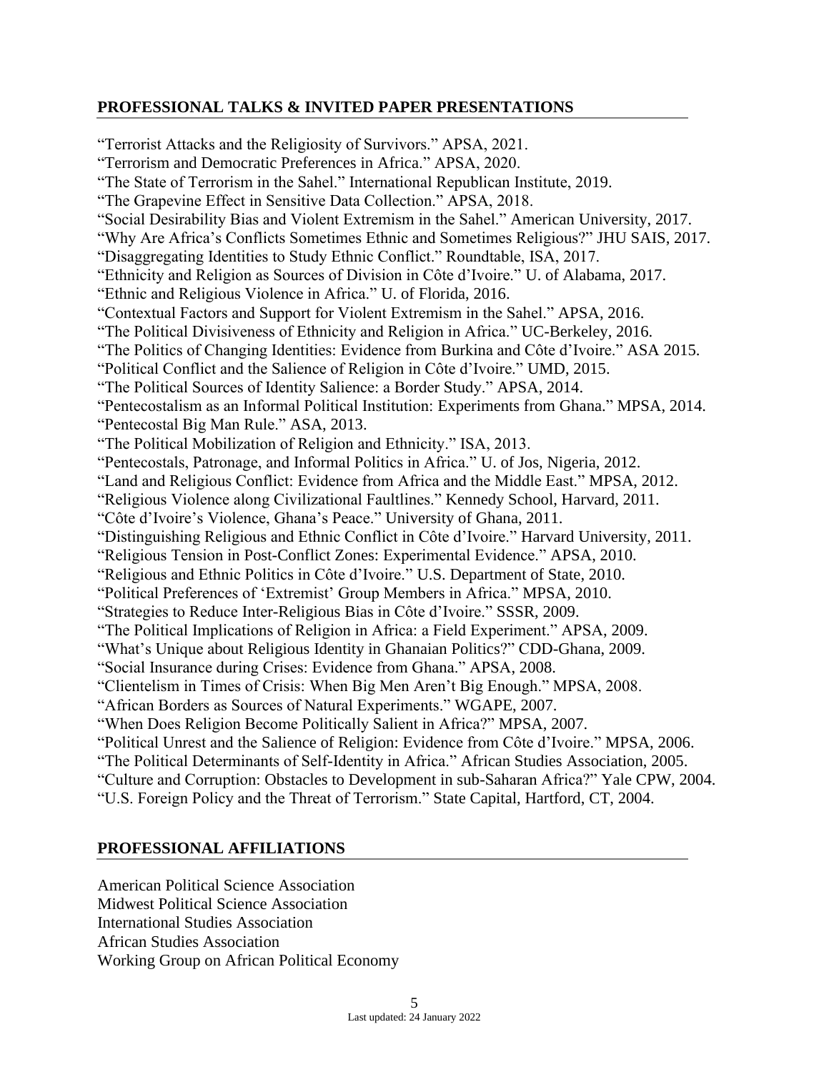## PROFESSIONAL TALKS & INVITED PAPER PRESENTATIONS

"Terrorist Attacks and the Religiosity of Survivors." APSA, 2021.
"Terrorism and Democratic Preferences in Africa." APSA, 2020.
"The State of Terrorism in the Sahel." International Republican Institute, 2019.
"The Grapevine Effect in Sensitive Data Collection." APSA, 2018.
"Social Desirability Bias and Violent Extremism in the Sahel." American University, 2017.
"Why Are Africa's Conflicts Sometimes Ethnic and Sometimes Religious?" JHU SAIS, 2017.
"Disaggregating Identities to Study Ethnic Conflict." Roundtable, ISA, 2017.
"Ethnicity and Religion as Sources of Division in Côte d'Ivoire." U. of Alabama, 2017.
"Ethnic and Religious Violence in Africa." U. of Florida, 2016.
"Contextual Factors and Support for Violent Extremism in the Sahel." APSA, 2016.
"The Political Divisiveness of Ethnicity and Religion in Africa." UC-Berkeley, 2016.
"The Politics of Changing Identities: Evidence from Burkina and Côte d'Ivoire." ASA 2015.
"Political Conflict and the Salience of Religion in Côte d'Ivoire." UMD, 2015.
"The Political Sources of Identity Salience: a Border Study." APSA, 2014.
"Pentecostalism as an Informal Political Institution: Experiments from Ghana." MPSA, 2014.
"Pentecostal Big Man Rule." ASA, 2013.
"The Political Mobilization of Religion and Ethnicity." ISA, 2013.
"Pentecostals, Patronage, and Informal Politics in Africa." U. of Jos, Nigeria, 2012.
"Land and Religious Conflict: Evidence from Africa and the Middle East." MPSA, 2012.
"Religious Violence along Civilizational Faultlines." Kennedy School, Harvard, 2011.
"Côte d'Ivoire's Violence, Ghana's Peace." University of Ghana, 2011.
"Distinguishing Religious and Ethnic Conflict in Côte d'Ivoire." Harvard University, 2011.
"Religious Tension in Post-Conflict Zones: Experimental Evidence." APSA, 2010.
"Religious and Ethnic Politics in Côte d'Ivoire." U.S. Department of State, 2010.
"Political Preferences of 'Extremist' Group Members in Africa." MPSA, 2010.
"Strategies to Reduce Inter-Religious Bias in Côte d'Ivoire." SSSR, 2009.
"The Political Implications of Religion in Africa: a Field Experiment." APSA, 2009.
"What's Unique about Religious Identity in Ghanaian Politics?" CDD-Ghana, 2009.
"Social Insurance during Crises: Evidence from Ghana." APSA, 2008.
"Clientelism in Times of Crisis: When Big Men Aren't Big Enough." MPSA, 2008.
"African Borders as Sources of Natural Experiments." WGAPE, 2007.
"When Does Religion Become Politically Salient in Africa?" MPSA, 2007.
"Political Unrest and the Salience of Religion: Evidence from Côte d'Ivoire." MPSA, 2006.
"The Political Determinants of Self-Identity in Africa." African Studies Association, 2005.
"Culture and Corruption: Obstacles to Development in sub-Saharan Africa?" Yale CPW, 2004.
"U.S. Foreign Policy and the Threat of Terrorism." State Capital, Hartford, CT, 2004.

## PROFESSIONAL AFFILIATIONS

American Political Science Association
Midwest Political Science Association
International Studies Association
African Studies Association
Working Group on African Political Economy

Last updated: 24 January 2022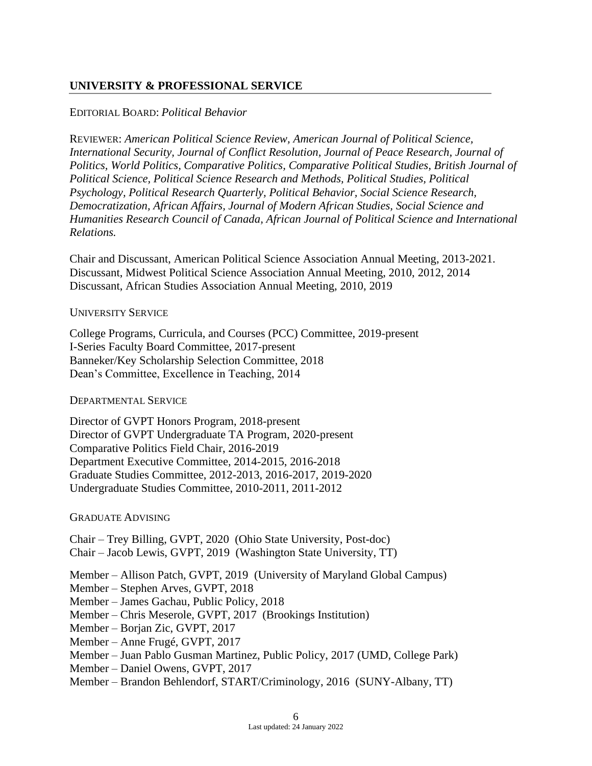## UNIVERSITY & PROFESSIONAL SERVICE

EDITORIAL BOARD: *Political Behavior*

REVIEWER: *American Political Science Review, American Journal of Political Science, International Security, Journal of Conflict Resolution, Journal of Peace Research, Journal of Politics, World Politics, Comparative Politics, Comparative Political Studies, British Journal of Political Science, Political Science Research and Methods, Political Studies, Political Psychology, Political Research Quarterly, Political Behavior, Social Science Research, Democratization, African Affairs, Journal of Modern African Studies, Social Science and Humanities Research Council of Canada, African Journal of Political Science and International Relations.*

Chair and Discussant, American Political Science Association Annual Meeting, 2013-2021.
Discussant, Midwest Political Science Association Annual Meeting, 2010, 2012, 2014
Discussant, African Studies Association Annual Meeting, 2010, 2019

### UNIVERSITY SERVICE

College Programs, Curricula, and Courses (PCC) Committee, 2019-present
I-Series Faculty Board Committee, 2017-present
Banneker/Key Scholarship Selection Committee, 2018
Dean's Committee, Excellence in Teaching, 2014

### DEPARTMENTAL SERVICE

Director of GVPT Honors Program, 2018-present
Director of GVPT Undergraduate TA Program, 2020-present
Comparative Politics Field Chair, 2016-2019
Department Executive Committee, 2014-2015, 2016-2018
Graduate Studies Committee, 2012-2013, 2016-2017, 2019-2020
Undergraduate Studies Committee, 2010-2011, 2011-2012

### GRADUATE ADVISING

Chair – Trey Billing, GVPT, 2020 (Ohio State University, Post-doc)
Chair – Jacob Lewis, GVPT, 2019 (Washington State University, TT)

Member – Allison Patch, GVPT, 2019 (University of Maryland Global Campus)
Member – Stephen Arves, GVPT, 2018
Member – James Gachau, Public Policy, 2018
Member – Chris Meserole, GVPT, 2017 (Brookings Institution)
Member – Borjan Zic, GVPT, 2017
Member – Anne Frugé, GVPT, 2017
Member – Juan Pablo Gusman Martinez, Public Policy, 2017 (UMD, College Park)
Member – Daniel Owens, GVPT, 2017
Member – Brandon Behlendorf, START/Criminology, 2016 (SUNY-Albany, TT)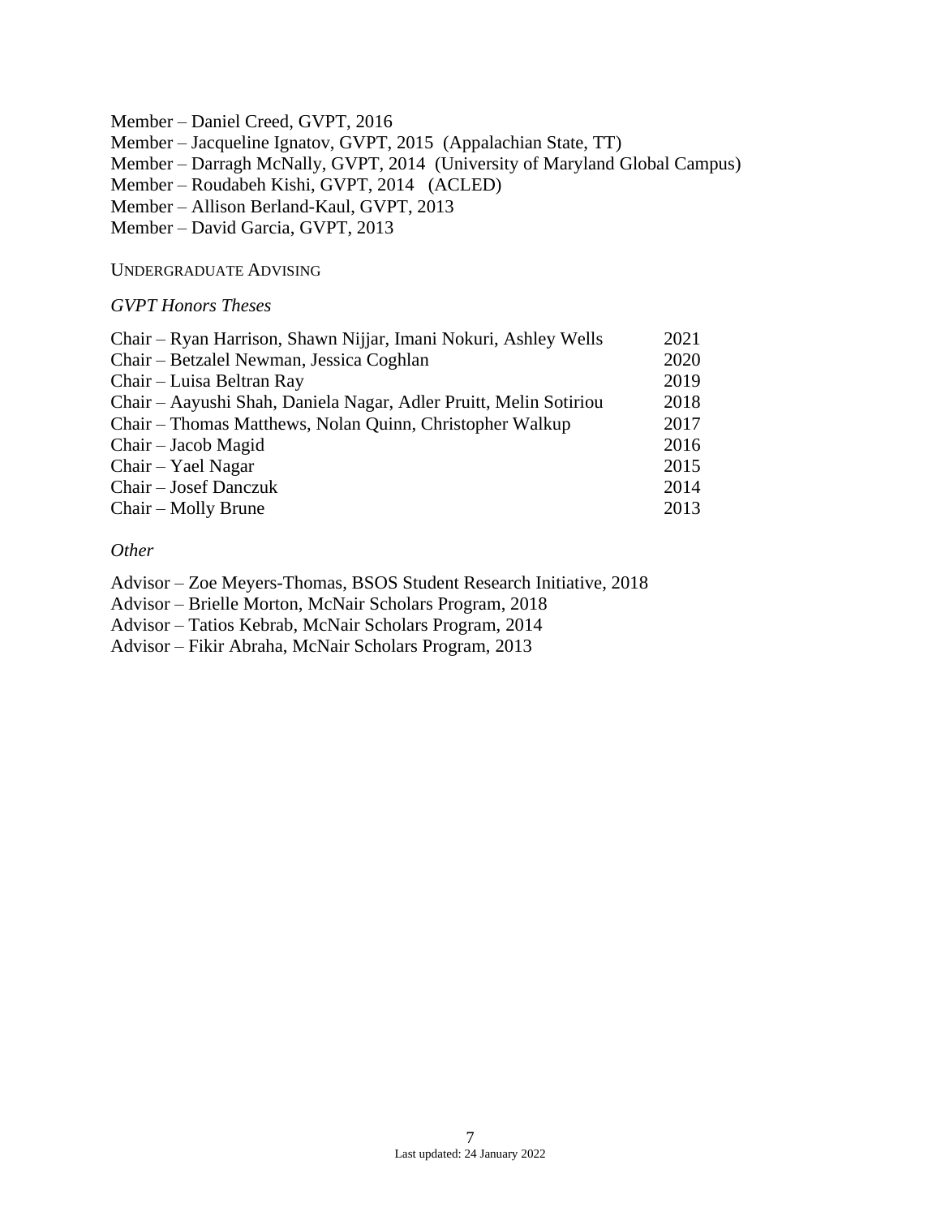Member – Daniel Creed, GVPT, 2016
Member – Jacqueline Ignatov, GVPT, 2015 (Appalachian State, TT)
Member – Darragh McNally, GVPT, 2014 (University of Maryland Global Campus)
Member – Roudabeh Kishi, GVPT, 2014 (ACLED)
Member – Allison Berland-Kaul, GVPT, 2013
Member – David Garcia, GVPT, 2013

## UNDERGRADUATE ADVISING

*GVPT Honors Theses*

| | |
|---|---|
| Chair – Ryan Harrison, Shawn Nijjar, Imani Nokuri, Ashley Wells | 2021 |
| Chair – Betzalel Newman, Jessica Coghlan | 2020 |
| Chair – Luisa Beltran Ray | 2019 |
| Chair – Aayushi Shah, Daniela Nagar, Adler Pruitt, Melin Sotiriou | 2018 |
| Chair – Thomas Matthews, Nolan Quinn, Christopher Walkup | 2017 |
| Chair – Jacob Magid | 2016 |
| Chair – Yael Nagar | 2015 |
| Chair – Josef Danczuk | 2014 |
| Chair – Molly Brune | 2013 |

*Other*

Advisor – Zoe Meyers-Thomas, BSOS Student Research Initiative, 2018
Advisor – Brielle Morton, McNair Scholars Program, 2018
Advisor – Tatios Kebrab, McNair Scholars Program, 2014
Advisor – Fikir Abraha, McNair Scholars Program, 2013

Last updated: 24 January 2022